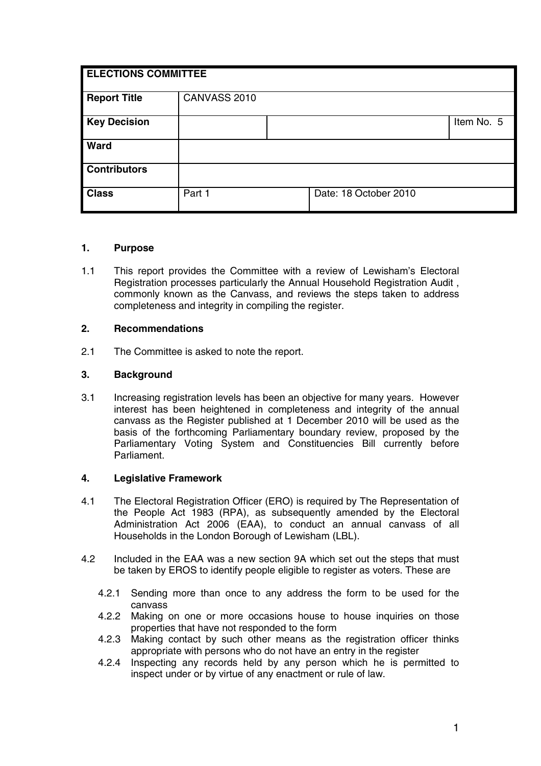| ELECTIONS COMMITTEE | | | |
|---|---|---|---|
| **Report Title** | CANVASS 2010 | | |
| **Key Decision** | | | Item No. 5 |
| **Ward** | | | |
| **Contributors** | | | |
| **Class** | Part 1 | Date: 18 October 2010 | |

## 1. Purpose

1.1 This report provides the Committee with a review of Lewisham's Electoral Registration processes particularly the Annual Household Registration Audit , commonly known as the Canvass, and reviews the steps taken to address completeness and integrity in compiling the register.

## 2. Recommendations

2.1 The Committee is asked to note the report.

## 3. Background

3.1 Increasing registration levels has been an objective for many years. However interest has been heightened in completeness and integrity of the annual canvass as the Register published at 1 December 2010 will be used as the basis of the forthcoming Parliamentary boundary review, proposed by the Parliamentary Voting System and Constituencies Bill currently before Parliament.

## 4. Legislative Framework

4.1 The Electoral Registration Officer (ERO) is required by The Representation of the People Act 1983 (RPA), as subsequently amended by the Electoral Administration Act 2006 (EAA), to conduct an annual canvass of all Households in the London Borough of Lewisham (LBL).

4.2 Included in the EAA was a new section 9A which set out the steps that must be taken by EROS to identify people eligible to register as voters. These are

- 4.2.1 Sending more than once to any address the form to be used for the canvass
- 4.2.2 Making on one or more occasions house to house inquiries on those properties that have not responded to the form
- 4.2.3 Making contact by such other means as the registration officer thinks appropriate with persons who do not have an entry in the register
- 4.2.4 Inspecting any records held by any person which he is permitted to inspect under or by virtue of any enactment or rule of law.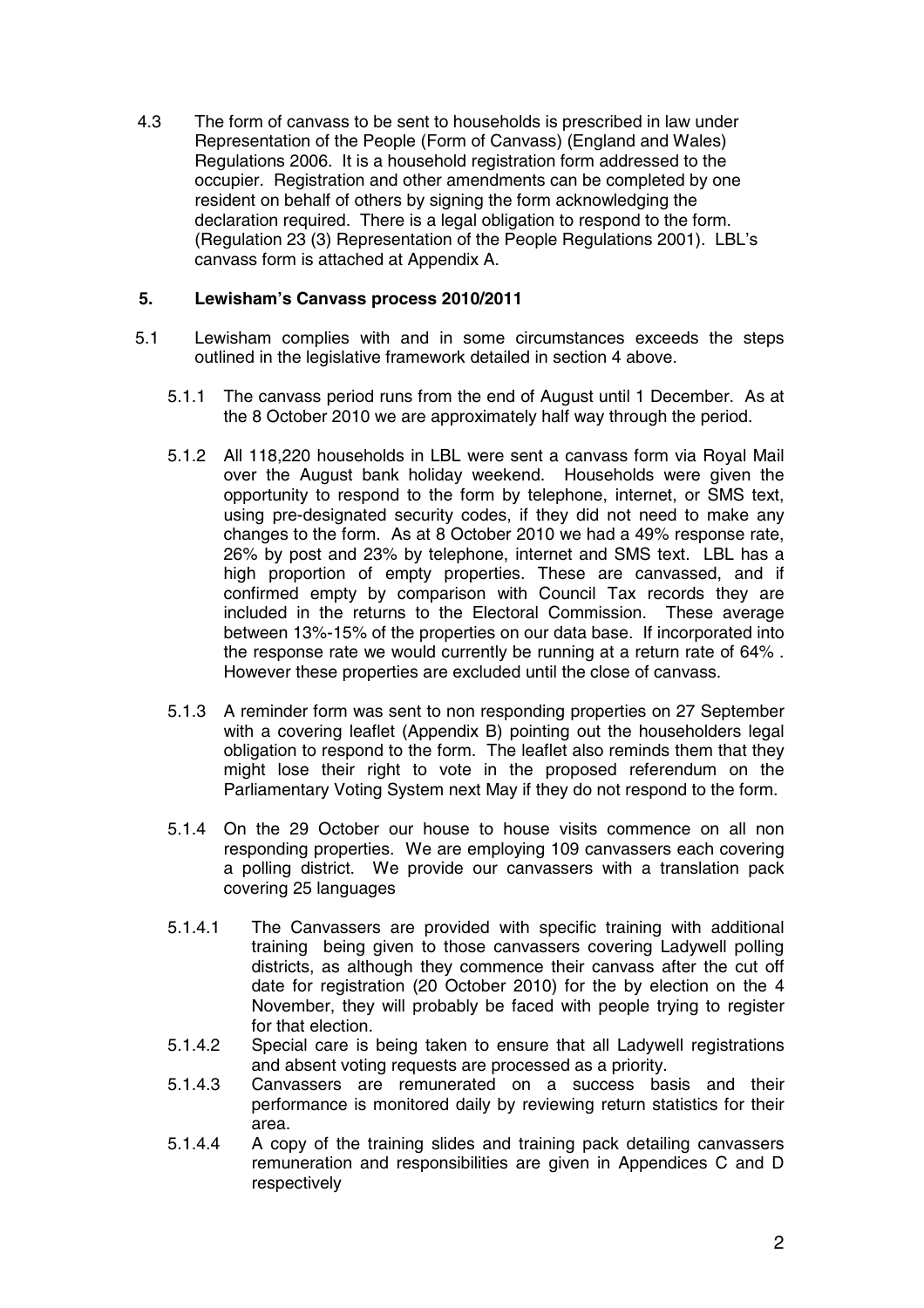4.3 The form of canvass to be sent to households is prescribed in law under Representation of the People (Form of Canvass) (England and Wales) Regulations 2006. It is a household registration form addressed to the occupier. Registration and other amendments can be completed by one resident on behalf of others by signing the form acknowledging the declaration required. There is a legal obligation to respond to the form. (Regulation 23 (3) Representation of the People Regulations 2001). LBL's canvass form is attached at Appendix A.

## 5. Lewisham's Canvass process 2010/2011

5.1 Lewisham complies with and in some circumstances exceeds the steps outlined in the legislative framework detailed in section 4 above.

5.1.1 The canvass period runs from the end of August until 1 December. As at the 8 October 2010 we are approximately half way through the period.

5.1.2 All 118,220 households in LBL were sent a canvass form via Royal Mail over the August bank holiday weekend. Households were given the opportunity to respond to the form by telephone, internet, or SMS text, using pre-designated security codes, if they did not need to make any changes to the form. As at 8 October 2010 we had a 49% response rate, 26% by post and 23% by telephone, internet and SMS text. LBL has a high proportion of empty properties. These are canvassed, and if confirmed empty by comparison with Council Tax records they are included in the returns to the Electoral Commission. These average between 13%-15% of the properties on our data base. If incorporated into the response rate we would currently be running at a return rate of 64% . However these properties are excluded until the close of canvass.

5.1.3 A reminder form was sent to non responding properties on 27 September with a covering leaflet (Appendix B) pointing out the householders legal obligation to respond to the form. The leaflet also reminds them that they might lose their right to vote in the proposed referendum on the Parliamentary Voting System next May if they do not respond to the form.

5.1.4 On the 29 October our house to house visits commence on all non responding properties. We are employing 109 canvassers each covering a polling district. We provide our canvassers with a translation pack covering 25 languages

5.1.4.1 The Canvassers are provided with specific training with additional training being given to those canvassers covering Ladywell polling districts, as although they commence their canvass after the cut off date for registration (20 October 2010) for the by election on the 4 November, they will probably be faced with people trying to register for that election.

5.1.4.2 Special care is being taken to ensure that all Ladywell registrations and absent voting requests are processed as a priority.

5.1.4.3 Canvassers are remunerated on a success basis and their performance is monitored daily by reviewing return statistics for their area.

5.1.4.4 A copy of the training slides and training pack detailing canvassers remuneration and responsibilities are given in Appendices C and D respectively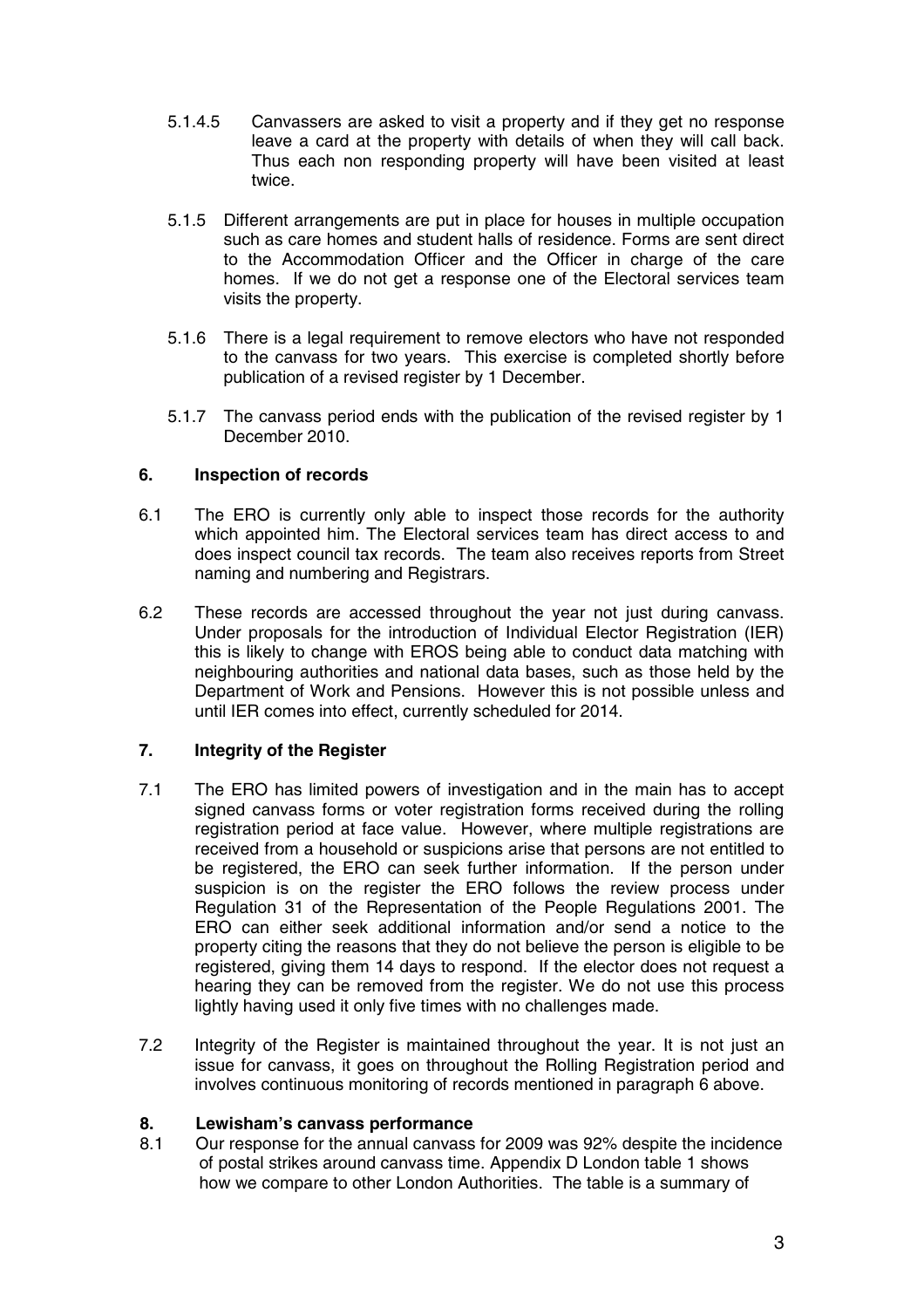5.1.4.5 Canvassers are asked to visit a property and if they get no response leave a card at the property with details of when they will call back. Thus each non responding property will have been visited at least twice.

5.1.5 Different arrangements are put in place for houses in multiple occupation such as care homes and student halls of residence. Forms are sent direct to the Accommodation Officer and the Officer in charge of the care homes. If we do not get a response one of the Electoral services team visits the property.

5.1.6 There is a legal requirement to remove electors who have not responded to the canvass for two years. This exercise is completed shortly before publication of a revised register by 1 December.

5.1.7 The canvass period ends with the publication of the revised register by 1 December 2010.

## 6. Inspection of records

6.1 The ERO is currently only able to inspect those records for the authority which appointed him. The Electoral services team has direct access to and does inspect council tax records. The team also receives reports from Street naming and numbering and Registrars.

6.2 These records are accessed throughout the year not just during canvass. Under proposals for the introduction of Individual Elector Registration (IER) this is likely to change with EROS being able to conduct data matching with neighbouring authorities and national data bases, such as those held by the Department of Work and Pensions. However this is not possible unless and until IER comes into effect, currently scheduled for 2014.

## 7. Integrity of the Register

7.1 The ERO has limited powers of investigation and in the main has to accept signed canvass forms or voter registration forms received during the rolling registration period at face value. However, where multiple registrations are received from a household or suspicions arise that persons are not entitled to be registered, the ERO can seek further information. If the person under suspicion is on the register the ERO follows the review process under Regulation 31 of the Representation of the People Regulations 2001. The ERO can either seek additional information and/or send a notice to the property citing the reasons that they do not believe the person is eligible to be registered, giving them 14 days to respond. If the elector does not request a hearing they can be removed from the register. We do not use this process lightly having used it only five times with no challenges made.

7.2 Integrity of the Register is maintained throughout the year. It is not just an issue for canvass, it goes on throughout the Rolling Registration period and involves continuous monitoring of records mentioned in paragraph 6 above.

## 8. Lewisham's canvass performance

8.1 Our response for the annual canvass for 2009 was 92% despite the incidence of postal strikes around canvass time. Appendix D London table 1 shows how we compare to other London Authorities. The table is a summary of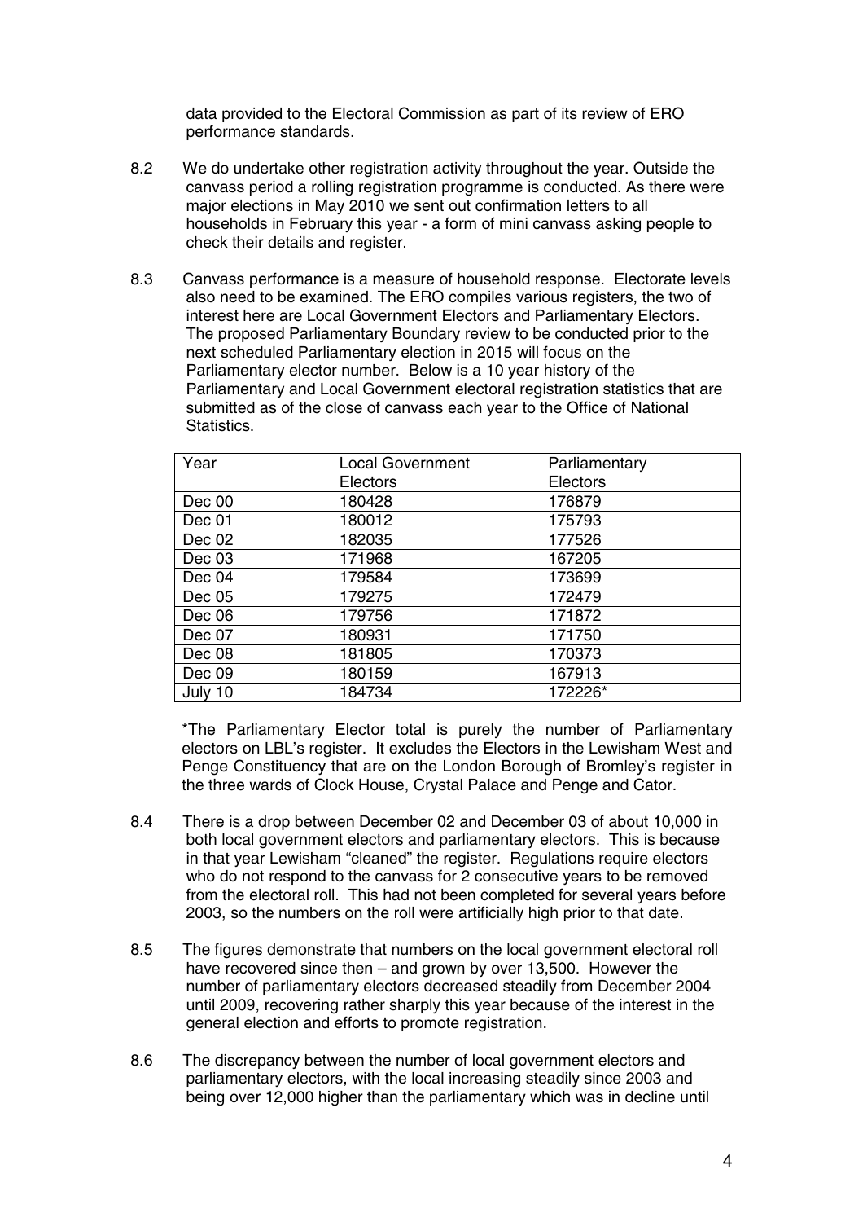data provided to the Electoral Commission as part of its review of ERO performance standards.

8.2 We do undertake other registration activity throughout the year. Outside the canvass period a rolling registration programme is conducted. As there were major elections in May 2010 we sent out confirmation letters to all households in February this year - a form of mini canvass asking people to check their details and register.

8.3 Canvass performance is a measure of household response. Electorate levels also need to be examined. The ERO compiles various registers, the two of interest here are Local Government Electors and Parliamentary Electors. The proposed Parliamentary Boundary review to be conducted prior to the next scheduled Parliamentary election in 2015 will focus on the Parliamentary elector number. Below is a 10 year history of the Parliamentary and Local Government electoral registration statistics that are submitted as of the close of canvass each year to the Office of National Statistics.

| Year | Local Government Electors | Parliamentary Electors |
|---|---|---|
| Dec 00 | 180428 | 176879 |
| Dec 01 | 180012 | 175793 |
| Dec 02 | 182035 | 177526 |
| Dec 03 | 171968 | 167205 |
| Dec 04 | 179584 | 173699 |
| Dec 05 | 179275 | 172479 |
| Dec 06 | 179756 | 171872 |
| Dec 07 | 180931 | 171750 |
| Dec 08 | 181805 | 170373 |
| Dec 09 | 180159 | 167913 |
| July 10 | 184734 | 172226* |

*The Parliamentary Elector total is purely the number of Parliamentary electors on LBL's register. It excludes the Electors in the Lewisham West and Penge Constituency that are on the London Borough of Bromley's register in the three wards of Clock House, Crystal Palace and Penge and Cator.

8.4 There is a drop between December 02 and December 03 of about 10,000 in both local government electors and parliamentary electors. This is because in that year Lewisham "cleaned" the register. Regulations require electors who do not respond to the canvass for 2 consecutive years to be removed from the electoral roll. This had not been completed for several years before 2003, so the numbers on the roll were artificially high prior to that date.

8.5 The figures demonstrate that numbers on the local government electoral roll have recovered since then – and grown by over 13,500. However the number of parliamentary electors decreased steadily from December 2004 until 2009, recovering rather sharply this year because of the interest in the general election and efforts to promote registration.

8.6 The discrepancy between the number of local government electors and parliamentary electors, with the local increasing steadily since 2003 and being over 12,000 higher than the parliamentary which was in decline until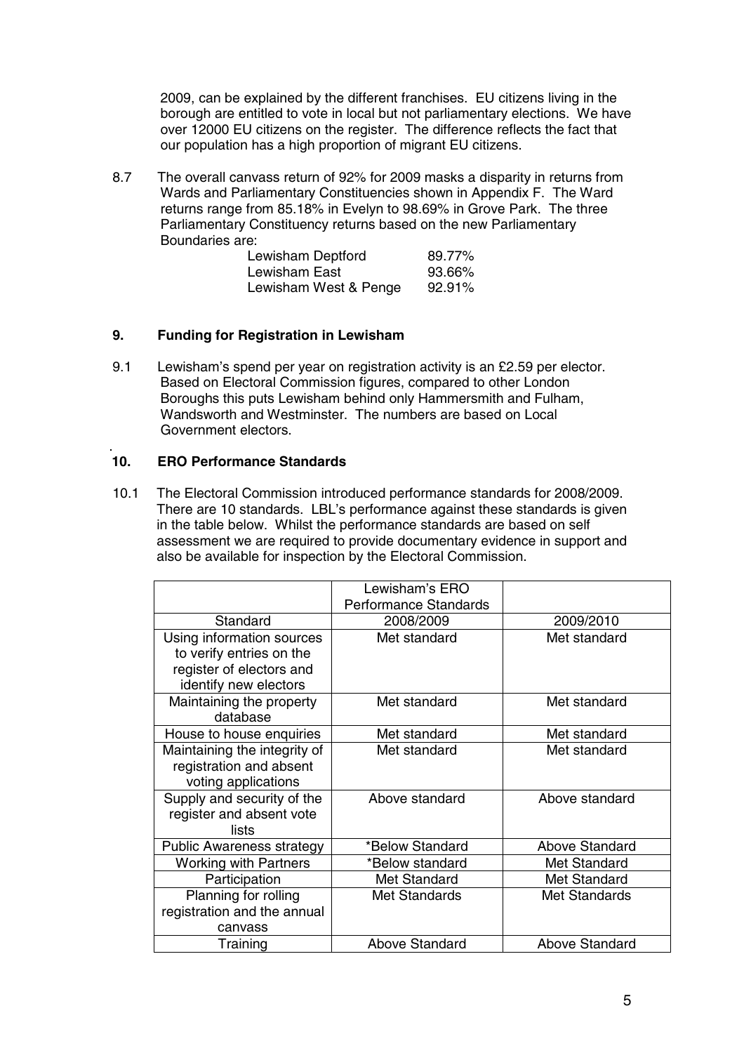2009, can be explained by the different franchises. EU citizens living in the borough are entitled to vote in local but not parliamentary elections. We have over 12000 EU citizens on the register. The difference reflects the fact that our population has a high proportion of migrant EU citizens.

8.7 The overall canvass return of 92% for 2009 masks a disparity in returns from Wards and Parliamentary Constituencies shown in Appendix F. The Ward returns range from 85.18% in Evelyn to 98.69% in Grove Park. The three Parliamentary Constituency returns based on the new Parliamentary Boundaries are:

| | |
|---|---|
| Lewisham Deptford | 89.77% |
| Lewisham East | 93.66% |
| Lewisham West & Penge | 92.91% |

## 9. Funding for Registration in Lewisham

9.1 Lewisham's spend per year on registration activity is an £2.59 per elector. Based on Electoral Commission figures, compared to other London Boroughs this puts Lewisham behind only Hammersmith and Fulham, Wandsworth and Westminster. The numbers are based on Local Government electors.

## 10. ERO Performance Standards

10.1 The Electoral Commission introduced performance standards for 2008/2009. There are 10 standards. LBL's performance against these standards is given in the table below. Whilst the performance standards are based on self assessment we are required to provide documentary evidence in support and also be available for inspection by the Electoral Commission.

| | Lewisham's ERO Performance Standards | |
|---|---|---|
| Standard | 2008/2009 | 2009/2010 |
| Using information sources to verify entries on the register of electors and identify new electors | Met standard | Met standard |
| Maintaining the property database | Met standard | Met standard |
| House to house enquiries | Met standard | Met standard |
| Maintaining the integrity of registration and absent voting applications | Met standard | Met standard |
| Supply and security of the register and absent vote lists | Above standard | Above standard |
| Public Awareness strategy | *Below Standard | Above Standard |
| Working with Partners | *Below standard | Met Standard |
| Participation | Met Standard | Met Standard |
| Planning for rolling registration and the annual canvass | Met Standards | Met Standards |
| Training | Above Standard | Above Standard |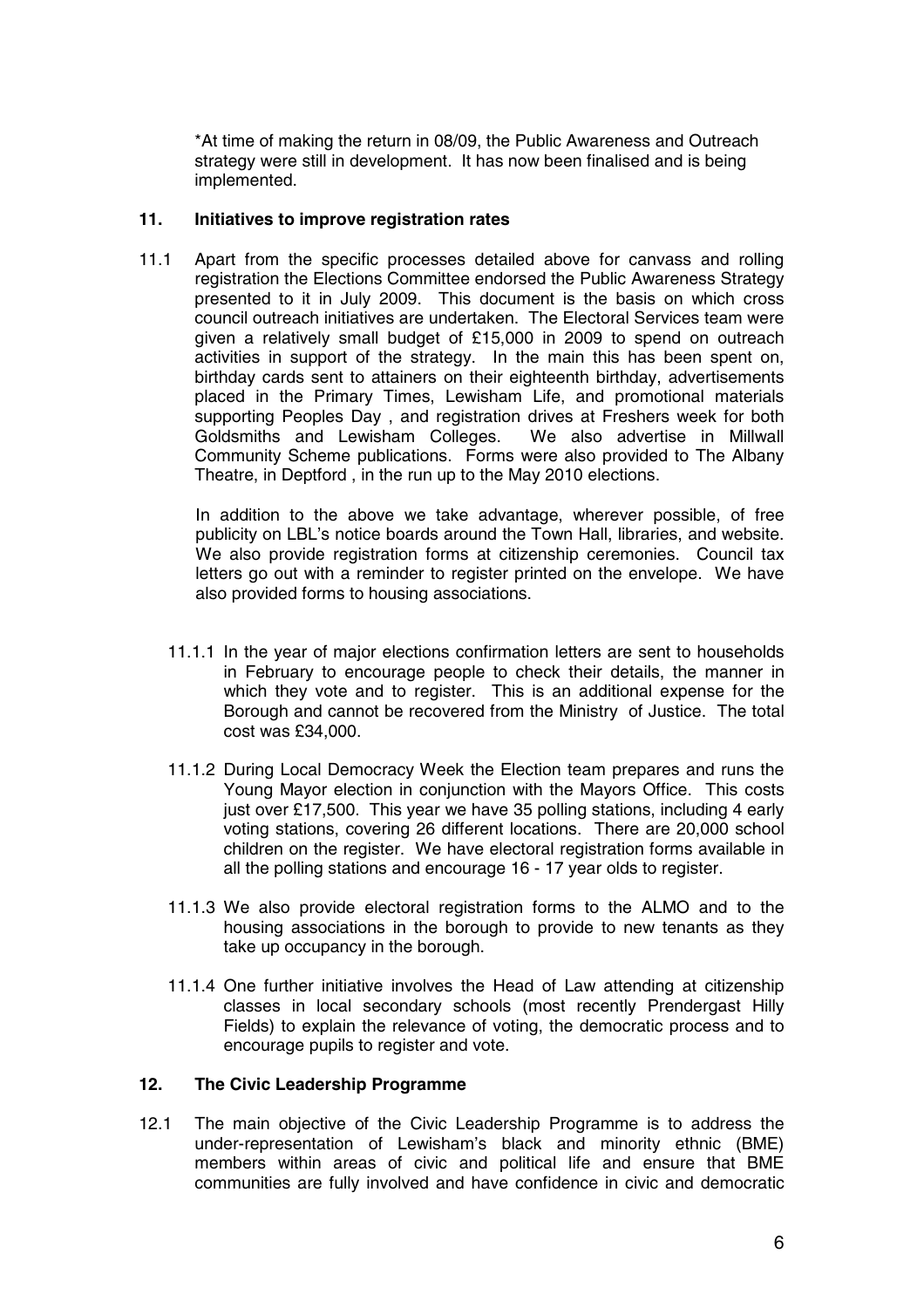*At time of making the return in 08/09, the Public Awareness and Outreach strategy were still in development. It has now been finalised and is being implemented.

## 11. Initiatives to improve registration rates

11.1 Apart from the specific processes detailed above for canvass and rolling registration the Elections Committee endorsed the Public Awareness Strategy presented to it in July 2009. This document is the basis on which cross council outreach initiatives are undertaken. The Electoral Services team were given a relatively small budget of £15,000 in 2009 to spend on outreach activities in support of the strategy. In the main this has been spent on, birthday cards sent to attainers on their eighteenth birthday, advertisements placed in the Primary Times, Lewisham Life, and promotional materials supporting Peoples Day , and registration drives at Freshers week for both Goldsmiths and Lewisham Colleges. We also advertise in Millwall Community Scheme publications. Forms were also provided to The Albany Theatre, in Deptford , in the run up to the May 2010 elections.

In addition to the above we take advantage, wherever possible, of free publicity on LBL's notice boards around the Town Hall, libraries, and website. We also provide registration forms at citizenship ceremonies. Council tax letters go out with a reminder to register printed on the envelope. We have also provided forms to housing associations.

11.1.1 In the year of major elections confirmation letters are sent to households in February to encourage people to check their details, the manner in which they vote and to register. This is an additional expense for the Borough and cannot be recovered from the Ministry of Justice. The total cost was £34,000.

11.1.2 During Local Democracy Week the Election team prepares and runs the Young Mayor election in conjunction with the Mayors Office. This costs just over £17,500. This year we have 35 polling stations, including 4 early voting stations, covering 26 different locations. There are 20,000 school children on the register. We have electoral registration forms available in all the polling stations and encourage 16 - 17 year olds to register.

11.1.3 We also provide electoral registration forms to the ALMO and to the housing associations in the borough to provide to new tenants as they take up occupancy in the borough.

11.1.4 One further initiative involves the Head of Law attending at citizenship classes in local secondary schools (most recently Prendergast Hilly Fields) to explain the relevance of voting, the democratic process and to encourage pupils to register and vote.

## 12. The Civic Leadership Programme

12.1 The main objective of the Civic Leadership Programme is to address the under-representation of Lewisham's black and minority ethnic (BME) members within areas of civic and political life and ensure that BME communities are fully involved and have confidence in civic and democratic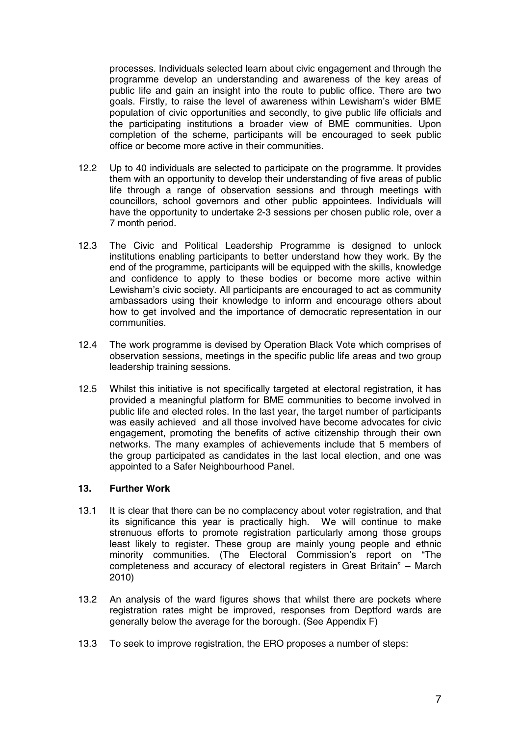processes. Individuals selected learn about civic engagement and through the programme develop an understanding and awareness of the key areas of public life and gain an insight into the route to public office. There are two goals. Firstly, to raise the level of awareness within Lewisham's wider BME population of civic opportunities and secondly, to give public life officials and the participating institutions a broader view of BME communities. Upon completion of the scheme, participants will be encouraged to seek public office or become more active in their communities.

12.2 Up to 40 individuals are selected to participate on the programme. It provides them with an opportunity to develop their understanding of five areas of public life through a range of observation sessions and through meetings with councillors, school governors and other public appointees. Individuals will have the opportunity to undertake 2-3 sessions per chosen public role, over a 7 month period.

12.3 The Civic and Political Leadership Programme is designed to unlock institutions enabling participants to better understand how they work. By the end of the programme, participants will be equipped with the skills, knowledge and confidence to apply to these bodies or become more active within Lewisham's civic society. All participants are encouraged to act as community ambassadors using their knowledge to inform and encourage others about how to get involved and the importance of democratic representation in our communities.

12.4 The work programme is devised by Operation Black Vote which comprises of observation sessions, meetings in the specific public life areas and two group leadership training sessions.

12.5 Whilst this initiative is not specifically targeted at electoral registration, it has provided a meaningful platform for BME communities to become involved in public life and elected roles. In the last year, the target number of participants was easily achieved and all those involved have become advocates for civic engagement, promoting the benefits of active citizenship through their own networks. The many examples of achievements include that 5 members of the group participated as candidates in the last local election, and one was appointed to a Safer Neighbourhood Panel.

## 13. Further Work

13.1 It is clear that there can be no complacency about voter registration, and that its significance this year is practically high. We will continue to make strenuous efforts to promote registration particularly among those groups least likely to register. These group are mainly young people and ethnic minority communities. (The Electoral Commission's report on "The completeness and accuracy of electoral registers in Great Britain" – March 2010)

13.2 An analysis of the ward figures shows that whilst there are pockets where registration rates might be improved, responses from Deptford wards are generally below the average for the borough. (See Appendix F)

13.3 To seek to improve registration, the ERO proposes a number of steps: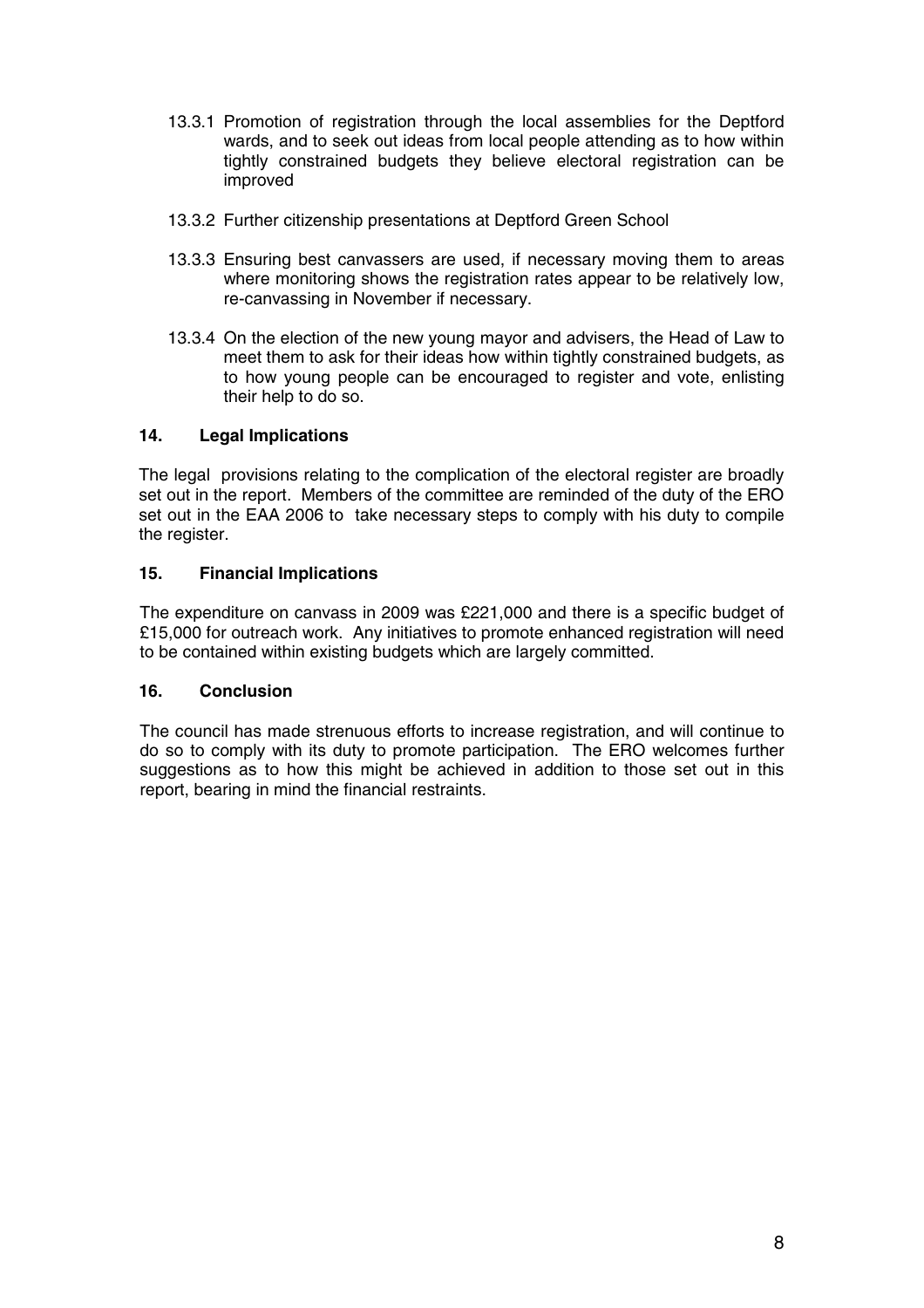13.3.1 Promotion of registration through the local assemblies for the Deptford wards, and to seek out ideas from local people attending as to how within tightly constrained budgets they believe electoral registration can be improved

13.3.2 Further citizenship presentations at Deptford Green School

13.3.3 Ensuring best canvassers are used, if necessary moving them to areas where monitoring shows the registration rates appear to be relatively low, re-canvassing in November if necessary.

13.3.4 On the election of the new young mayor and advisers, the Head of Law to meet them to ask for their ideas how within tightly constrained budgets, as to how young people can be encouraged to register and vote, enlisting their help to do so.

## 14. Legal Implications

The legal provisions relating to the complication of the electoral register are broadly set out in the report. Members of the committee are reminded of the duty of the ERO set out in the EAA 2006 to take necessary steps to comply with his duty to compile the register.

## 15. Financial Implications

The expenditure on canvass in 2009 was £221,000 and there is a specific budget of £15,000 for outreach work. Any initiatives to promote enhanced registration will need to be contained within existing budgets which are largely committed.

## 16. Conclusion

The council has made strenuous efforts to increase registration, and will continue to do so to comply with its duty to promote participation. The ERO welcomes further suggestions as to how this might be achieved in addition to those set out in this report, bearing in mind the financial restraints.